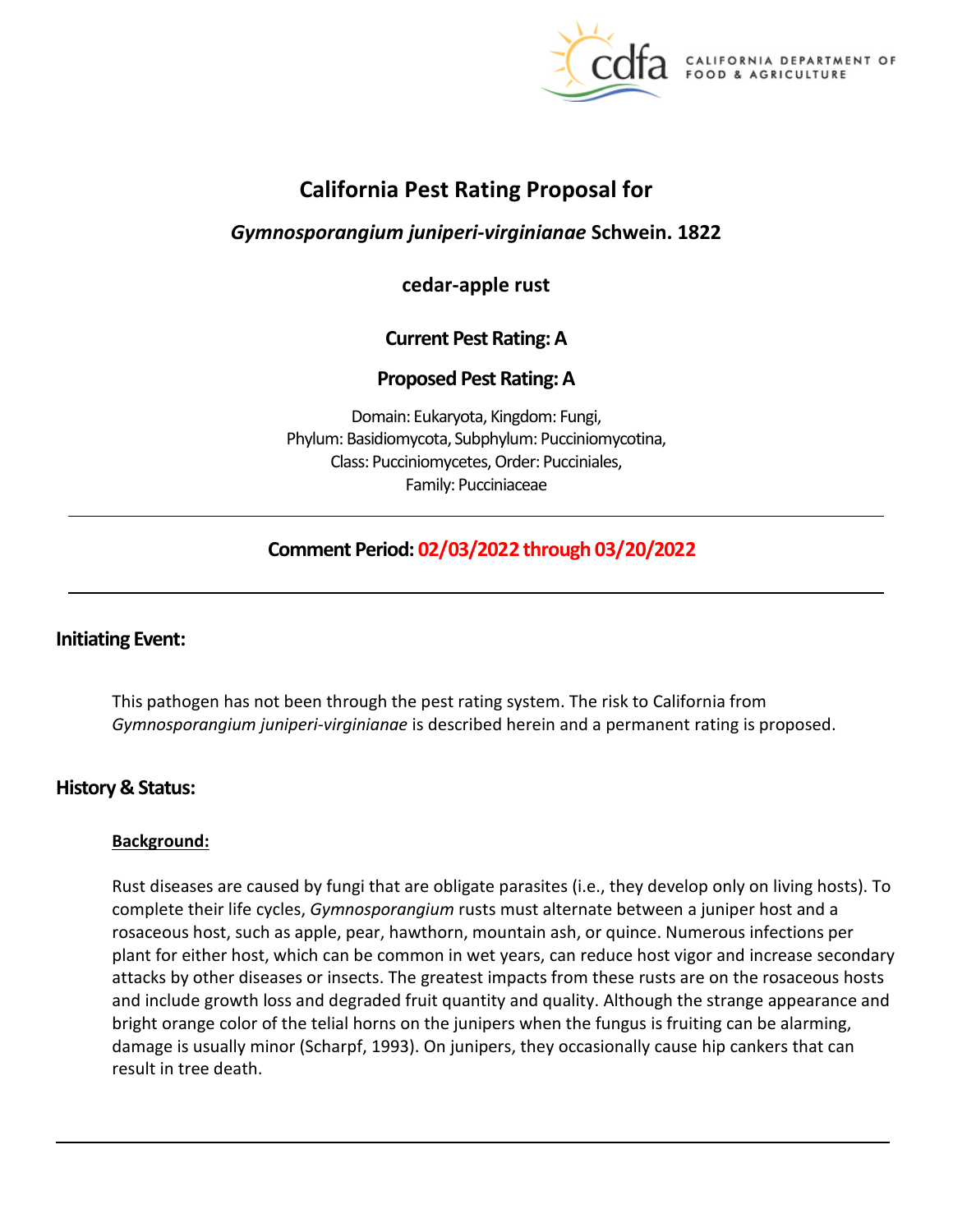# California Pest Rating Proposal for

## *Gymnosporangium juniperi-virginianae* Schwein. 1822

## cedar-apple rust

**Current Pest Rating: A**

**Proposed Pest Rating: A**

Domain: Eukaryota, Kingdom: Fungi,
Phylum: Basidiomycota, Subphylum: Pucciniomycotina,
Class: Pucciniomycetes, Order: Pucciniales,
Family: Pucciniaceae

---

**Comment Period: 02/03/2022 through 03/20/2022**

---

## Initiating Event:

This pathogen has not been through the pest rating system. The risk to California from *Gymnosporangium juniperi-virginianae* is described herein and a permanent rating is proposed.

## History & Status:

### Background:

Rust diseases are caused by fungi that are obligate parasites (i.e., they develop only on living hosts). To complete their life cycles, *Gymnosporangium* rusts must alternate between a juniper host and a rosaceous host, such as apple, pear, hawthorn, mountain ash, or quince. Numerous infections per plant for either host, which can be common in wet years, can reduce host vigor and increase secondary attacks by other diseases or insects. The greatest impacts from these rusts are on the rosaceous hosts and include growth loss and degraded fruit quantity and quality. Although the strange appearance and bright orange color of the telial horns on the junipers when the fungus is fruiting can be alarming, damage is usually minor (Scharpf, 1993). On junipers, they occasionally cause hip cankers that can result in tree death.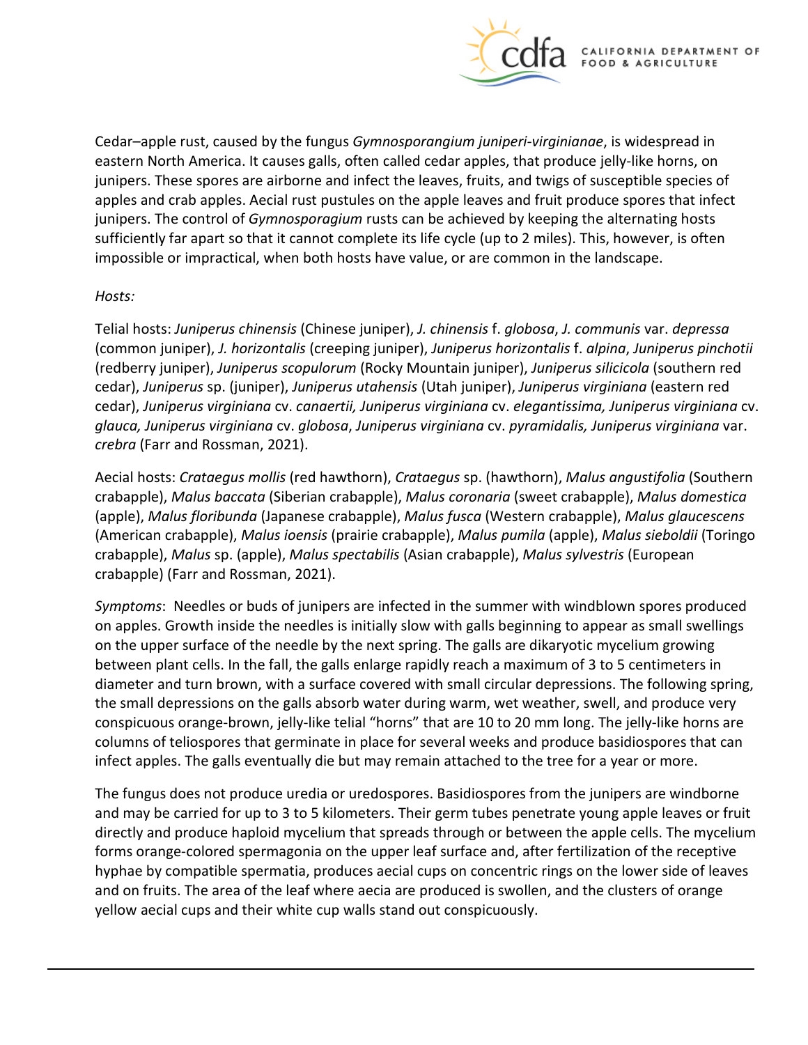Cedar–apple rust, caused by the fungus *Gymnosporangium juniperi-virginianae*, is widespread in eastern North America. It causes galls, often called cedar apples, that produce jelly-like horns, on junipers. These spores are airborne and infect the leaves, fruits, and twigs of susceptible species of apples and crab apples. Aecial rust pustules on the apple leaves and fruit produce spores that infect junipers. The control of *Gymnosporagium* rusts can be achieved by keeping the alternating hosts sufficiently far apart so that it cannot complete its life cycle (up to 2 miles). This, however, is often impossible or impractical, when both hosts have value, or are common in the landscape.

*Hosts:*

Telial hosts: *Juniperus chinensis* (Chinese juniper), *J. chinensis* f. *globosa*, *J. communis* var. *depressa* (common juniper), *J. horizontalis* (creeping juniper), *Juniperus horizontalis* f. *alpina*, *Juniperus pinchotii* (redberry juniper), *Juniperus scopulorum* (Rocky Mountain juniper), *Juniperus silicicola* (southern red cedar), *Juniperus* sp. (juniper), *Juniperus utahensis* (Utah juniper), *Juniperus virginiana* (eastern red cedar), *Juniperus virginiana* cv. *canaertii, Juniperus virginiana* cv. *elegantissima, Juniperus virginiana* cv. *glauca, Juniperus virginiana* cv. *globosa*, *Juniperus virginiana* cv. *pyramidalis, Juniperus virginiana* var. *crebra* (Farr and Rossman, 2021).

Aecial hosts: *Crataegus mollis* (red hawthorn), *Crataegus* sp. (hawthorn), *Malus angustifolia* (Southern crabapple), *Malus baccata* (Siberian crabapple), *Malus coronaria* (sweet crabapple), *Malus domestica* (apple), *Malus floribunda* (Japanese crabapple), *Malus fusca* (Western crabapple), *Malus glaucescens* (American crabapple), *Malus ioensis* (prairie crabapple), *Malus pumila* (apple), *Malus sieboldii* (Toringo crabapple), *Malus* sp. (apple), *Malus spectabilis* (Asian crabapple), *Malus sylvestris* (European crabapple) (Farr and Rossman, 2021).

*Symptoms*: Needles or buds of junipers are infected in the summer with windblown spores produced on apples. Growth inside the needles is initially slow with galls beginning to appear as small swellings on the upper surface of the needle by the next spring. The galls are dikaryotic mycelium growing between plant cells. In the fall, the galls enlarge rapidly reach a maximum of 3 to 5 centimeters in diameter and turn brown, with a surface covered with small circular depressions. The following spring, the small depressions on the galls absorb water during warm, wet weather, swell, and produce very conspicuous orange-brown, jelly-like telial "horns" that are 10 to 20 mm long. The jelly-like horns are columns of teliospores that germinate in place for several weeks and produce basidiospores that can infect apples. The galls eventually die but may remain attached to the tree for a year or more.

The fungus does not produce uredia or uredospores. Basidiospores from the junipers are windborne and may be carried for up to 3 to 5 kilometers. Their germ tubes penetrate young apple leaves or fruit directly and produce haploid mycelium that spreads through or between the apple cells. The mycelium forms orange-colored spermagonia on the upper leaf surface and, after fertilization of the receptive hyphae by compatible spermatia, produces aecial cups on concentric rings on the lower side of leaves and on fruits. The area of the leaf where aecia are produced is swollen, and the clusters of orange yellow aecial cups and their white cup walls stand out conspicuously.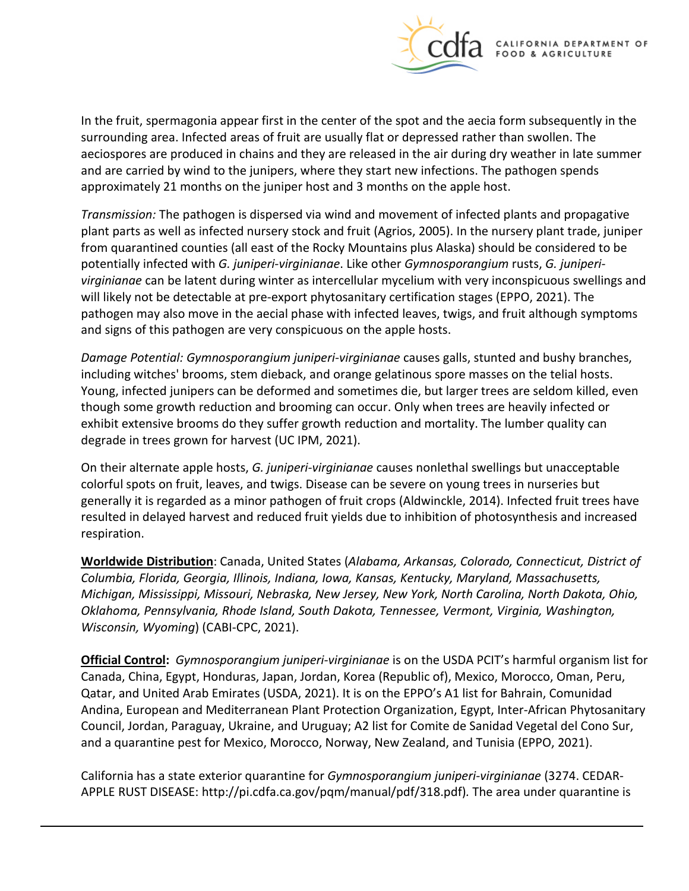In the fruit, spermagonia appear first in the center of the spot and the aecia form subsequently in the surrounding area. Infected areas of fruit are usually flat or depressed rather than swollen. The aeciospores are produced in chains and they are released in the air during dry weather in late summer and are carried by wind to the junipers, where they start new infections. The pathogen spends approximately 21 months on the juniper host and 3 months on the apple host.

*Transmission:* The pathogen is dispersed via wind and movement of infected plants and propagative plant parts as well as infected nursery stock and fruit (Agrios, 2005). In the nursery plant trade, juniper from quarantined counties (all east of the Rocky Mountains plus Alaska) should be considered to be potentially infected with *G. juniperi-virginianae*. Like other *Gymnosporangium* rusts, *G. juniperi-virginianae* can be latent during winter as intercellular mycelium with very inconspicuous swellings and will likely not be detectable at pre-export phytosanitary certification stages (EPPO, 2021). The pathogen may also move in the aecial phase with infected leaves, twigs, and fruit although symptoms and signs of this pathogen are very conspicuous on the apple hosts.

*Damage Potential: Gymnosporangium juniperi-virginianae* causes galls, stunted and bushy branches, including witches' brooms, stem dieback, and orange gelatinous spore masses on the telial hosts. Young, infected junipers can be deformed and sometimes die, but larger trees are seldom killed, even though some growth reduction and brooming can occur. Only when trees are heavily infected or exhibit extensive brooms do they suffer growth reduction and mortality. The lumber quality can degrade in trees grown for harvest (UC IPM, 2021).

On their alternate apple hosts, *G. juniperi-virginianae* causes nonlethal swellings but unacceptable colorful spots on fruit, leaves, and twigs. Disease can be severe on young trees in nurseries but generally it is regarded as a minor pathogen of fruit crops (Aldwinckle, 2014). Infected fruit trees have resulted in delayed harvest and reduced fruit yields due to inhibition of photosynthesis and increased respiration.

**Worldwide Distribution**: Canada, United States (*Alabama, Arkansas, Colorado, Connecticut, District of Columbia, Florida, Georgia, Illinois, Indiana, Iowa, Kansas, Kentucky, Maryland, Massachusetts, Michigan, Mississippi, Missouri, Nebraska, New Jersey, New York, North Carolina, North Dakota, Ohio, Oklahoma, Pennsylvania, Rhode Island, South Dakota, Tennessee, Vermont, Virginia, Washington, Wisconsin, Wyoming*) (CABI-CPC, 2021).

**Official Control:** *Gymnosporangium juniperi-virginianae* is on the USDA PCIT's harmful organism list for Canada, China, Egypt, Honduras, Japan, Jordan, Korea (Republic of), Mexico, Morocco, Oman, Peru, Qatar, and United Arab Emirates (USDA, 2021). It is on the EPPO's A1 list for Bahrain, Comunidad Andina, European and Mediterranean Plant Protection Organization, Egypt, Inter-African Phytosanitary Council, Jordan, Paraguay, Ukraine, and Uruguay; A2 list for Comite de Sanidad Vegetal del Cono Sur, and a quarantine pest for Mexico, Morocco, Norway, New Zealand, and Tunisia (EPPO, 2021).

California has a state exterior quarantine for *Gymnosporangium juniperi-virginianae* (3274. CEDAR-APPLE RUST DISEASE: http://pi.cdfa.ca.gov/pqm/manual/pdf/318.pdf). The area under quarantine is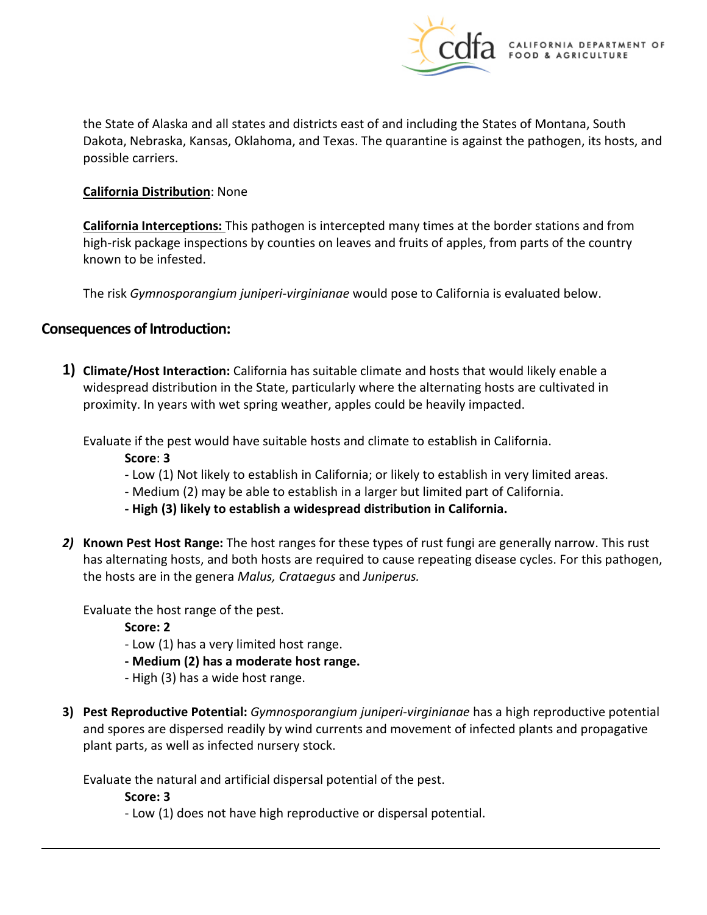the State of Alaska and all states and districts east of and including the States of Montana, South Dakota, Nebraska, Kansas, Oklahoma, and Texas. The quarantine is against the pathogen, its hosts, and possible carriers.

**California Distribution**: None

**California Interceptions:** This pathogen is intercepted many times at the border stations and from high-risk package inspections by counties on leaves and fruits of apples, from parts of the country known to be infested.

The risk *Gymnosporangium juniperi-virginianae* would pose to California is evaluated below.

## Consequences of Introduction:

1) **Climate/Host Interaction:** California has suitable climate and hosts that would likely enable a widespread distribution in the State, particularly where the alternating hosts are cultivated in proximity. In years with wet spring weather, apples could be heavily impacted.

   Evaluate if the pest would have suitable hosts and climate to establish in California.

   **Score**: **3**

   - Low (1) Not likely to establish in California; or likely to establish in very limited areas.
   - Medium (2) may be able to establish in a larger but limited part of California.
   - **High (3) likely to establish a widespread distribution in California.**

2) **Known Pest Host Range:** The host ranges for these types of rust fungi are generally narrow. This rust has alternating hosts, and both hosts are required to cause repeating disease cycles. For this pathogen, the hosts are in the genera *Malus, Crataegus* and *Juniperus.*

   Evaluate the host range of the pest.

   **Score: 2**

   - Low (1) has a very limited host range.
   - **Medium (2) has a moderate host range.**
   - High (3) has a wide host range.

3) **Pest Reproductive Potential:** *Gymnosporangium juniperi-virginianae* has a high reproductive potential and spores are dispersed readily by wind currents and movement of infected plants and propagative plant parts, as well as infected nursery stock.

   Evaluate the natural and artificial dispersal potential of the pest.

   **Score: 3**

   - Low (1) does not have high reproductive or dispersal potential.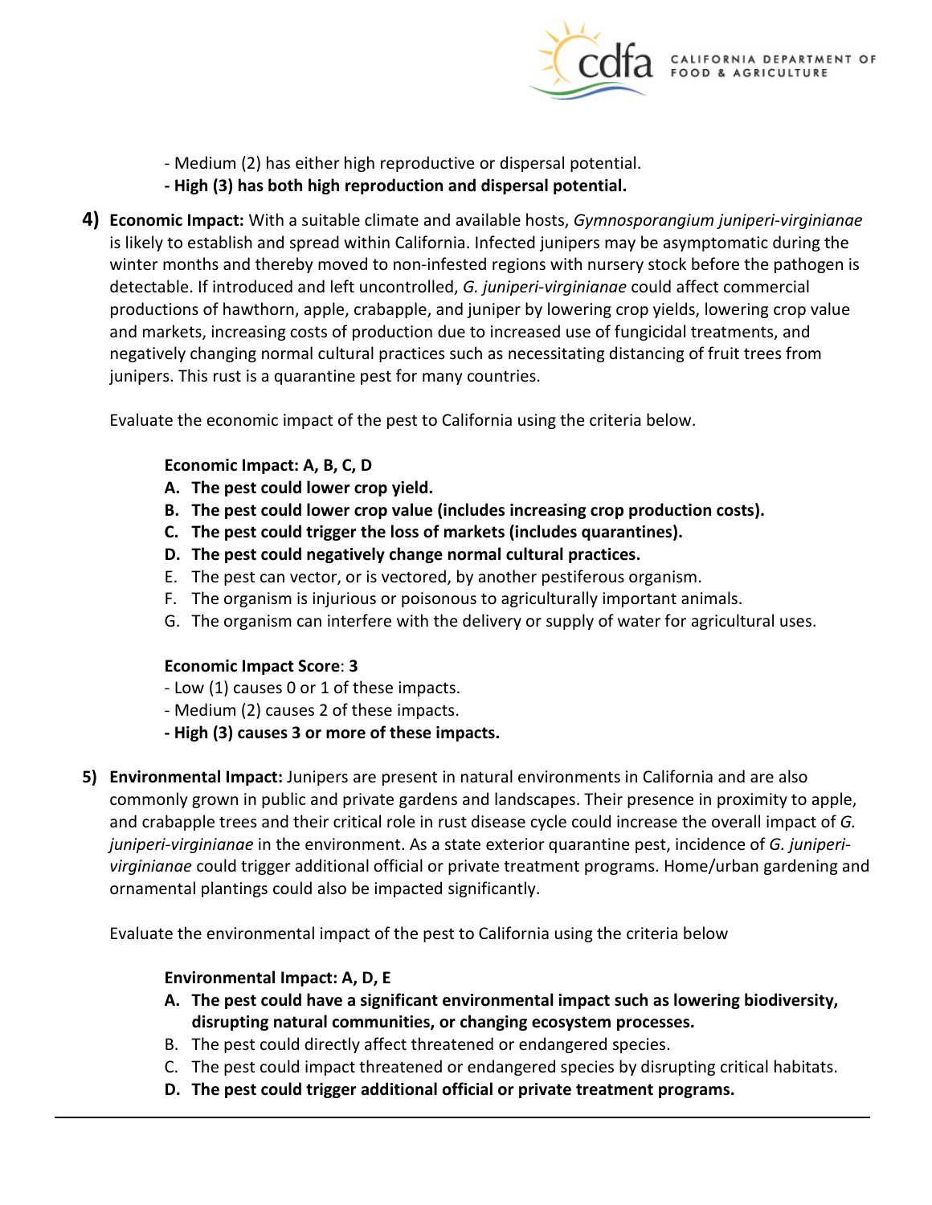- Medium (2) has either high reproductive or dispersal potential.
**- High (3) has both high reproduction and dispersal potential.**

4) **Economic Impact:** With a suitable climate and available hosts, *Gymnosporangium juniperi-virginianae* is likely to establish and spread within California. Infected junipers may be asymptomatic during the winter months and thereby moved to non-infested regions with nursery stock before the pathogen is detectable. If introduced and left uncontrolled, *G. juniperi-virginianae* could affect commercial productions of hawthorn, apple, crabapple, and juniper by lowering crop yields, lowering crop value and markets, increasing costs of production due to increased use of fungicidal treatments, and negatively changing normal cultural practices such as necessitating distancing of fruit trees from junipers. This rust is a quarantine pest for many countries.

Evaluate the economic impact of the pest to California using the criteria below.

**Economic Impact: A, B, C, D**

A. **The pest could lower crop yield.**
B. **The pest could lower crop value (includes increasing crop production costs).**
C. **The pest could trigger the loss of markets (includes quarantines).**
D. **The pest could negatively change normal cultural practices.**
E. The pest can vector, or is vectored, by another pestiferous organism.
F. The organism is injurious or poisonous to agriculturally important animals.
G. The organism can interfere with the delivery or supply of water for agricultural uses.

**Economic Impact Score**: **3**

- Low (1) causes 0 or 1 of these impacts.
- Medium (2) causes 2 of these impacts.
**- High (3) causes 3 or more of these impacts.**

5) **Environmental Impact:** Junipers are present in natural environments in California and are also commonly grown in public and private gardens and landscapes. Their presence in proximity to apple, and crabapple trees and their critical role in rust disease cycle could increase the overall impact of *G. juniperi-virginianae* in the environment. As a state exterior quarantine pest, incidence of *G. juniperi-virginianae* could trigger additional official or private treatment programs. Home/urban gardening and ornamental plantings could also be impacted significantly.

Evaluate the environmental impact of the pest to California using the criteria below

**Environmental Impact: A, D, E**

A. **The pest could have a significant environmental impact such as lowering biodiversity, disrupting natural communities, or changing ecosystem processes.**
B. The pest could directly affect threatened or endangered species.
C. The pest could impact threatened or endangered species by disrupting critical habitats.
D. **The pest could trigger additional official or private treatment programs.**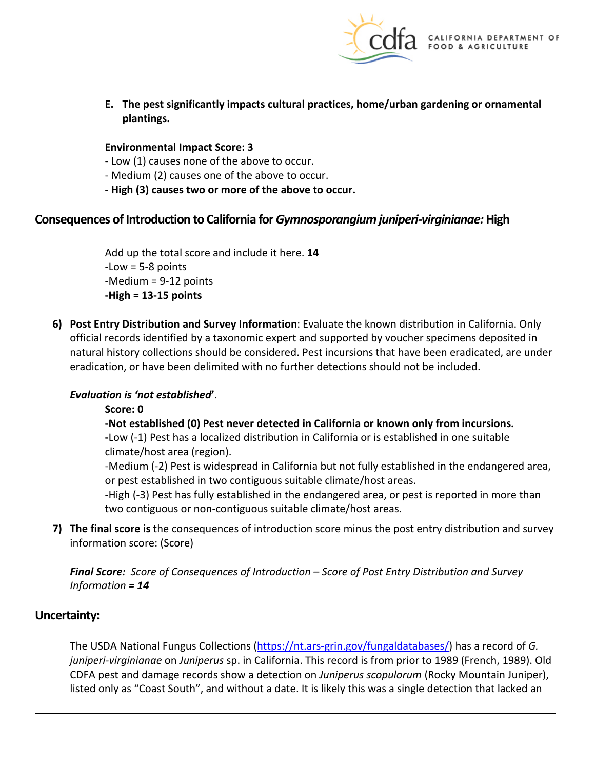E. **The pest significantly impacts cultural practices, home/urban gardening or ornamental plantings.**

**Environmental Impact Score: 3**

- Low (1) causes none of the above to occur.
- Medium (2) causes one of the above to occur.
- **High (3) causes two or more of the above to occur.**

## Consequences of Introduction to California for *Gymnosporangium juniperi-virginianae:* High

Add up the total score and include it here. **14**

-Low = 5-8 points

-Medium = 9-12 points

**-High = 13-15 points**

6) **Post Entry Distribution and Survey Information**: Evaluate the known distribution in California. Only official records identified by a taxonomic expert and supported by voucher specimens deposited in natural history collections should be considered. Pest incursions that have been eradicated, are under eradication, or have been delimited with no further detections should not be included.

***Evaluation is 'not established'***.

**Score: 0**

**-Not established (0) Pest never detected in California or known only from incursions.**

**-**Low (-1) Pest has a localized distribution in California or is established in one suitable climate/host area (region).

-Medium (-2) Pest is widespread in California but not fully established in the endangered area, or pest established in two contiguous suitable climate/host areas.

-High (-3) Pest has fully established in the endangered area, or pest is reported in more than two contiguous or non-contiguous suitable climate/host areas.

7) **The final score is** the consequences of introduction score minus the post entry distribution and survey information score: (Score)

***Final Score:*** *Score of Consequences of Introduction – Score of Post Entry Distribution and Survey Information* ***= 14***

## Uncertainty:

The USDA National Fungus Collections (https://nt.ars-grin.gov/fungaldatabases/) has a record of *G. juniperi-virginianae* on *Juniperus* sp. in California. This record is from prior to 1989 (French, 1989). Old CDFA pest and damage records show a detection on *Juniperus scopulorum* (Rocky Mountain Juniper), listed only as "Coast South", and without a date. It is likely this was a single detection that lacked an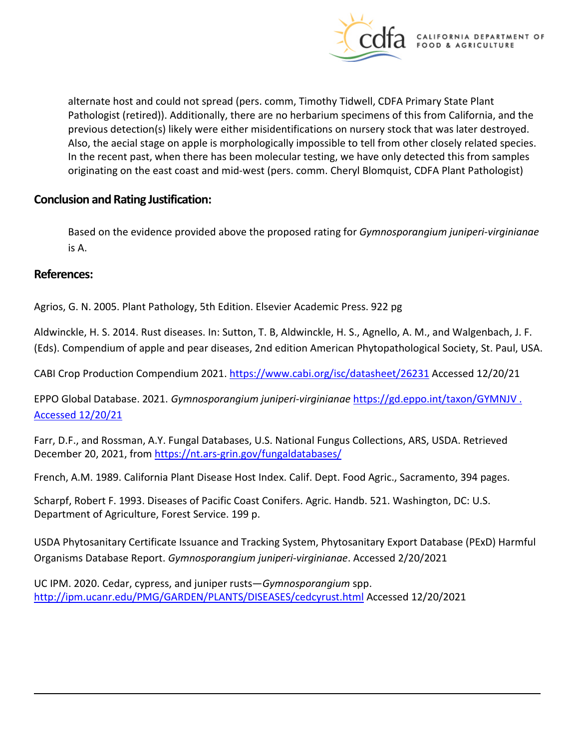alternate host and could not spread (pers. comm, Timothy Tidwell, CDFA Primary State Plant Pathologist (retired)). Additionally, there are no herbarium specimens of this from California, and the previous detection(s) likely were either misidentifications on nursery stock that was later destroyed. Also, the aecial stage on apple is morphologically impossible to tell from other closely related species. In the recent past, when there has been molecular testing, we have only detected this from samples originating on the east coast and mid-west (pers. comm. Cheryl Blomquist, CDFA Plant Pathologist)

## Conclusion and Rating Justification:

Based on the evidence provided above the proposed rating for *Gymnosporangium juniperi-virginianae* is A.

## References:

Agrios, G. N. 2005. Plant Pathology, 5th Edition. Elsevier Academic Press. 922 pg

Aldwinckle, H. S. 2014. Rust diseases. In: Sutton, T. B, Aldwinckle, H. S., Agnello, A. M., and Walgenbach, J. F. (Eds). Compendium of apple and pear diseases, 2nd edition American Phytopathological Society, St. Paul, USA.

CABI Crop Production Compendium 2021. https://www.cabi.org/isc/datasheet/26231 Accessed 12/20/21

EPPO Global Database. 2021. *Gymnosporangium juniperi-virginianae* https://gd.eppo.int/taxon/GYMNJV . Accessed 12/20/21

Farr, D.F., and Rossman, A.Y. Fungal Databases, U.S. National Fungus Collections, ARS, USDA. Retrieved December 20, 2021, from https://nt.ars-grin.gov/fungaldatabases/

French, A.M. 1989. California Plant Disease Host Index. Calif. Dept. Food Agric., Sacramento, 394 pages.

Scharpf, Robert F. 1993. Diseases of Pacific Coast Conifers. Agric. Handb. 521. Washington, DC: U.S. Department of Agriculture, Forest Service. 199 p.

USDA Phytosanitary Certificate Issuance and Tracking System, Phytosanitary Export Database (PExD) Harmful Organisms Database Report. *Gymnosporangium juniperi-virginianae*. Accessed 2/20/2021

UC IPM. 2020. Cedar, cypress, and juniper rusts—*Gymnosporangium* spp. http://ipm.ucanr.edu/PMG/GARDEN/PLANTS/DISEASES/cedcyrust.html Accessed 12/20/2021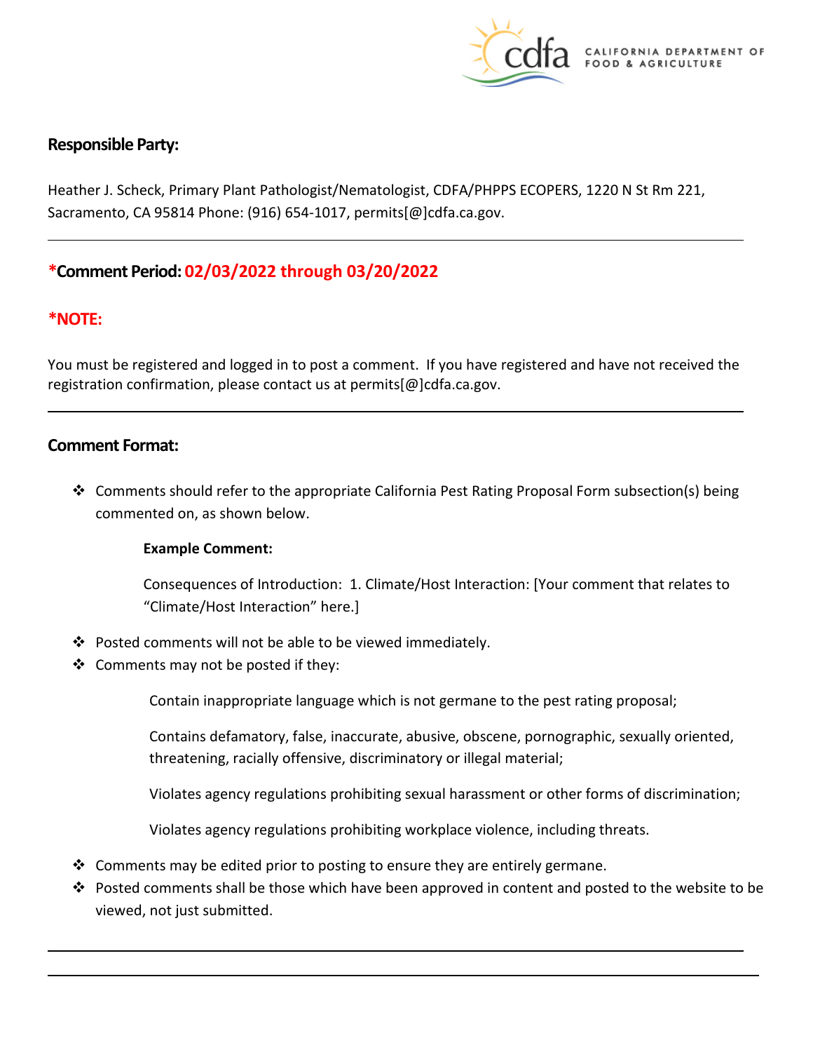## Responsible Party:

Heather J. Scheck, Primary Plant Pathologist/Nematologist, CDFA/PHPPS ECOPERS, 1220 N St Rm 221, Sacramento, CA 95814 Phone: (916) 654-1017, permits[@]cdfa.ca.gov.

---

## *Comment Period: 02/03/2022 through 03/20/2022

## *NOTE:

You must be registered and logged in to post a comment. If you have registered and have not received the registration confirmation, please contact us at permits[@]cdfa.ca.gov.

---

## Comment Format:

- Comments should refer to the appropriate California Pest Rating Proposal Form subsection(s) being commented on, as shown below.

  **Example Comment:**

  Consequences of Introduction: 1. Climate/Host Interaction: [Your comment that relates to "Climate/Host Interaction" here.]

- Posted comments will not be able to be viewed immediately.
- Comments may not be posted if they:

  Contain inappropriate language which is not germane to the pest rating proposal;

  Contains defamatory, false, inaccurate, abusive, obscene, pornographic, sexually oriented, threatening, racially offensive, discriminatory or illegal material;

  Violates agency regulations prohibiting sexual harassment or other forms of discrimination;

  Violates agency regulations prohibiting workplace violence, including threats.

- Comments may be edited prior to posting to ensure they are entirely germane.
- Posted comments shall be those which have been approved in content and posted to the website to be viewed, not just submitted.

---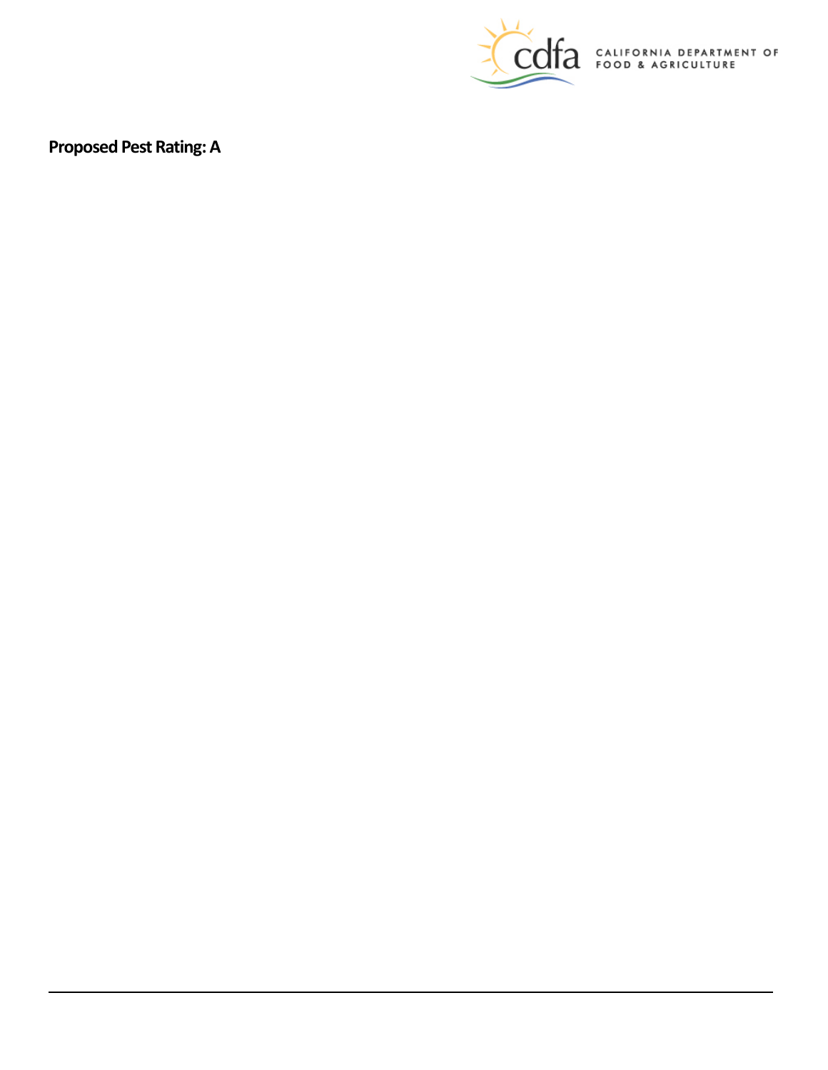**Proposed Pest Rating: A**